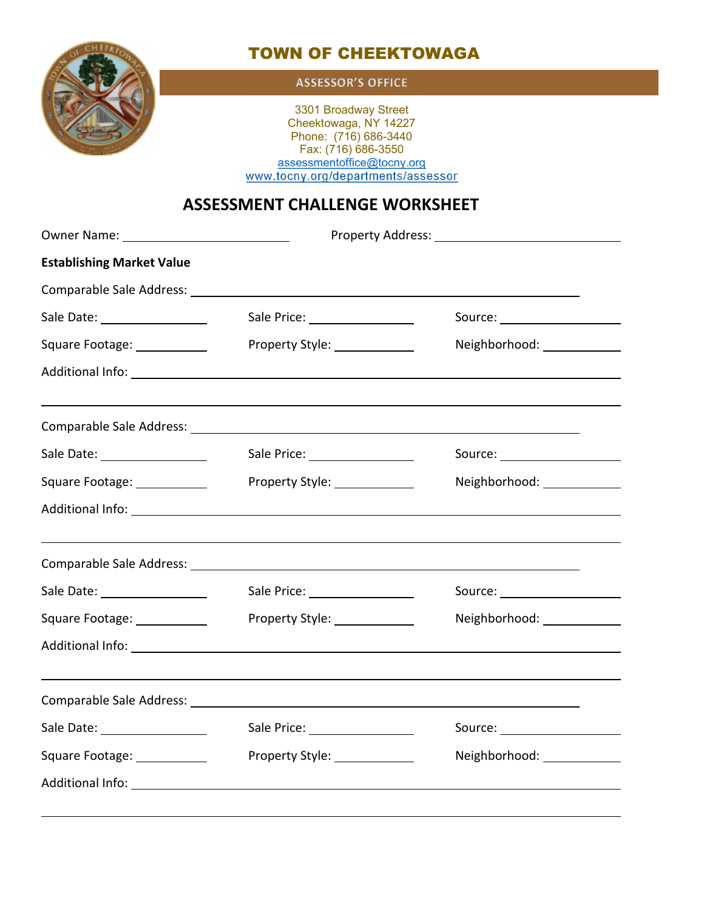# TOWN OF CHEEKTOWAGA

**ASSESSOR'S OFFICE**

3301 Broadway Street
Cheektowaga, NY 14227
Phone: (716) 686-3440
Fax: (716) 686-3550
assessmentoffice@tocny.org
www.tocny.org/departments/assessor

## ASSESSMENT CHALLENGE WORKSHEET

Owner Name: ______________________ Property Address: ______________________

**Establishing Market Value**

Comparable Sale Address: ______________________________________________

Sale Date: ______________ Sale Price: ______________ Source: ______________

Square Footage: __________ Property Style: __________ Neighborhood: __________

Additional Info: ______________________________________________

______________________________________________

Comparable Sale Address: ______________________________________________

Sale Date: ______________ Sale Price: ______________ Source: ______________

Square Footage: __________ Property Style: __________ Neighborhood: __________

Additional Info: ______________________________________________

______________________________________________

Comparable Sale Address: ______________________________________________

Sale Date: ______________ Sale Price: ______________ Source: ______________

Square Footage: __________ Property Style: __________ Neighborhood: __________

Additional Info: ______________________________________________

______________________________________________

Comparable Sale Address: ______________________________________________

Sale Date: ______________ Sale Price: ______________ Source: ______________

Square Footage: __________ Property Style: __________ Neighborhood: __________

Additional Info: ______________________________________________

______________________________________________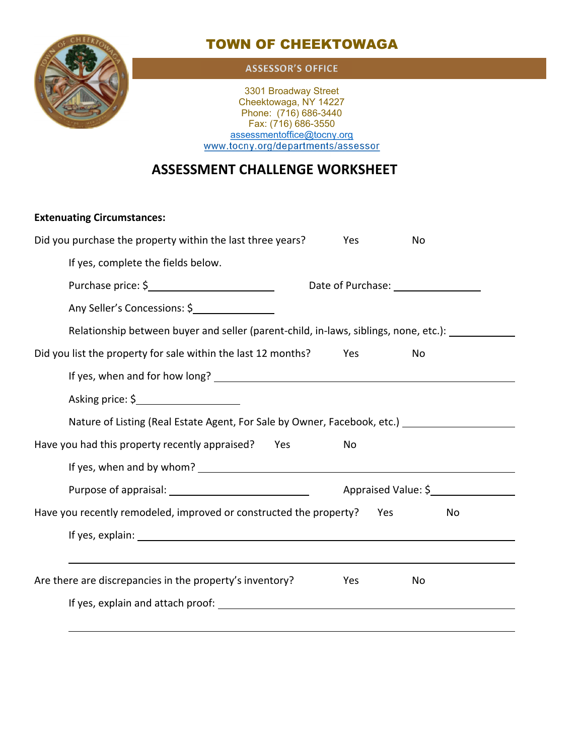# TOWN OF CHEEKTOWAGA

ASSESSOR'S OFFICE

3301 Broadway Street
Cheektowaga, NY 14227
Phone: (716) 686-3440
Fax: (716) 686-3550
assessmentoffice@tocny.org
www.tocny.org/departments/assessor

## ASSESSMENT CHALLENGE WORKSHEET

**Extenuating Circumstances:**

Did you purchase the property within the last three years? Yes No

If yes, complete the fields below.

Purchase price: $\_\_\_\_\_\_\_\_\_\_\_\_\_\_\_\_\_\_\_\_ Date of Purchase: \_\_\_\_\_\_\_\_\_\_\_\_\_\_\_\_

Any Seller's Concessions: $\_\_\_\_\_\_\_\_\_\_\_\_\_\_\_

Relationship between buyer and seller (parent-child, in-laws, siblings, none, etc.): \_\_\_\_\_\_\_\_\_\_\_\_

Did you list the property for sale within the last 12 months? Yes No

If yes, when and for how long? \_\_\_\_\_\_\_\_\_\_\_\_\_\_\_\_\_\_\_\_\_\_\_\_\_\_\_\_\_\_\_\_\_\_\_\_\_\_\_\_

Asking price: $\_\_\_\_\_\_\_\_\_\_\_\_\_\_\_\_\_\_

Nature of Listing (Real Estate Agent, For Sale by Owner, Facebook, etc.) \_\_\_\_\_\_\_\_\_\_\_\_\_\_\_\_\_\_\_\_

Have you had this property recently appraised? Yes No

If yes, when and by whom? \_\_\_\_\_\_\_\_\_\_\_\_\_\_\_\_\_\_\_\_\_\_\_\_\_\_\_\_\_\_\_\_\_\_\_\_\_\_\_\_

Purpose of appraisal: \_\_\_\_\_\_\_\_\_\_\_\_\_\_\_\_\_\_\_\_\_\_\_\_\_\_ Appraised Value: $\_\_\_\_\_\_\_\_\_\_\_\_\_\_\_

Have you recently remodeled, improved or constructed the property? Yes No

If yes, explain: \_\_\_\_\_\_\_\_\_\_\_\_\_\_\_\_\_\_\_\_\_\_\_\_\_\_\_\_\_\_\_\_\_\_\_\_\_\_\_\_\_\_\_\_\_\_\_\_\_\_\_\_\_\_\_\_

\_\_\_\_\_\_\_\_\_\_\_\_\_\_\_\_\_\_\_\_\_\_\_\_\_\_\_\_\_\_\_\_\_\_\_\_\_\_\_\_\_\_\_\_\_\_\_\_\_\_\_\_\_\_\_\_\_\_\_\_\_\_\_\_\_\_\_\_\_\_

Are there are discrepancies in the property's inventory? Yes No

If yes, explain and attach proof: \_\_\_\_\_\_\_\_\_\_\_\_\_\_\_\_\_\_\_\_\_\_\_\_\_\_\_\_\_\_\_\_\_\_\_\_\_\_\_\_\_\_\_\_\_

\_\_\_\_\_\_\_\_\_\_\_\_\_\_\_\_\_\_\_\_\_\_\_\_\_\_\_\_\_\_\_\_\_\_\_\_\_\_\_\_\_\_\_\_\_\_\_\_\_\_\_\_\_\_\_\_\_\_\_\_\_\_\_\_\_\_\_\_\_\_